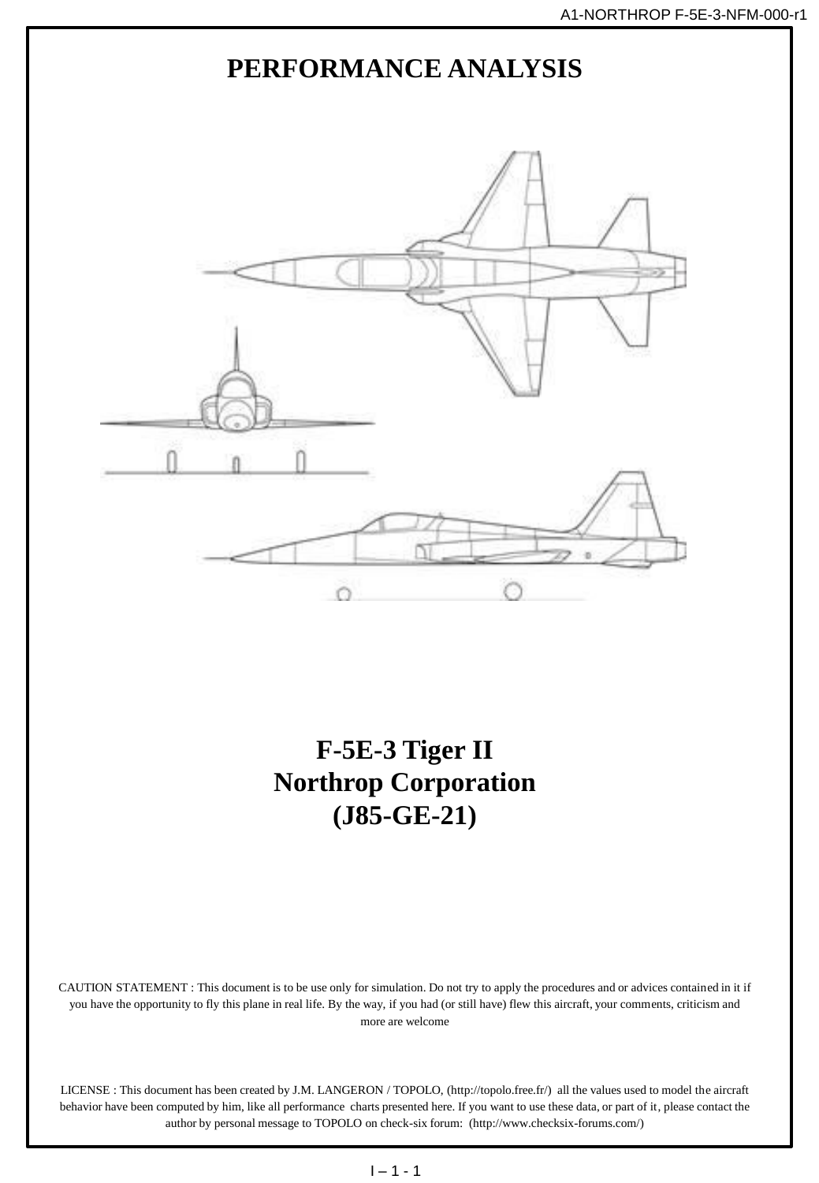# PERFORMANCE ANALYSIS

## F-5E-3 Tiger II
## Northrop Corporation
## (J85-GE-21)

CAUTION STATEMENT : This document is to be use only for simulation. Do not try to apply the procedures and or advices contained in it if you have the opportunity to fly this plane in real life. By the way, if you had (or still have) flew this aircraft, your comments, criticism and more are welcome

LICENSE : This document has been created by J.M. LANGERON / TOPOLO, (http://topolo.free.fr/) all the values used to model the aircraft behavior have been computed by him, like all performance charts presented here. If you want to use these data, or part of it, please contact the author by personal message to TOPOLO on check-six forum: (http://www.checksix-forums.com/)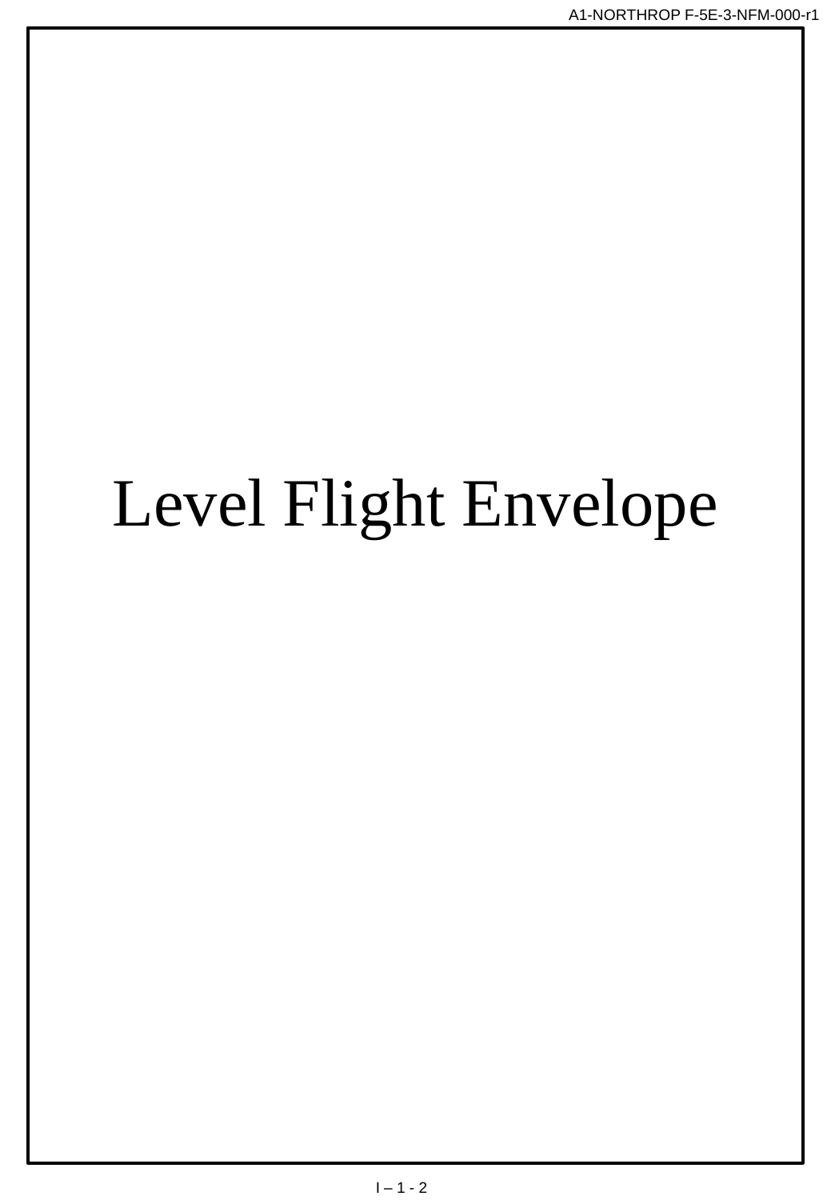# Level Flight Envelope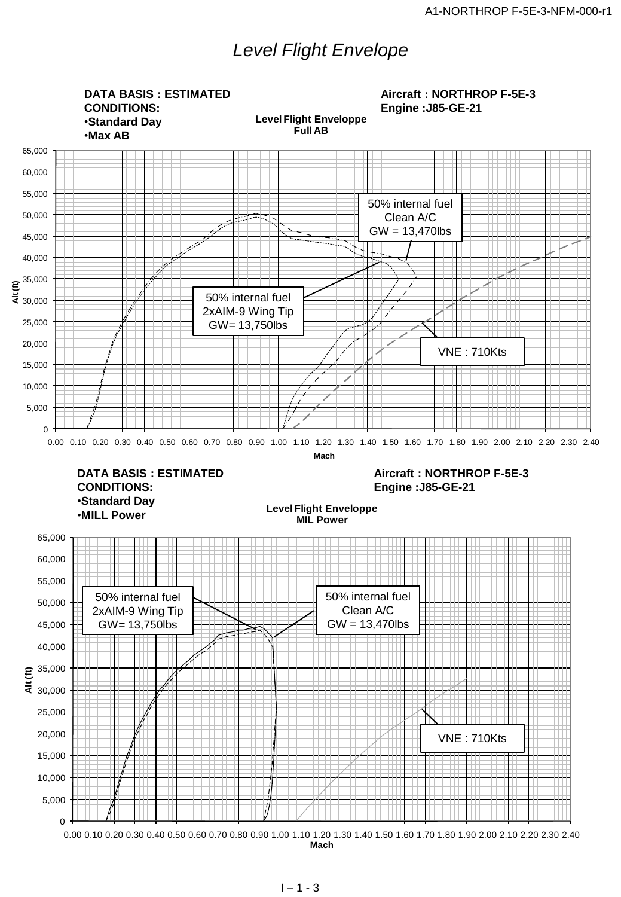# *Level Flight Envelope*

**DATA BASIS : ESTIMATED**
**CONDITIONS:**
•**Standard Day**
•**Max AB**

**Aircraft : NORTHROP F-5E-3**
**Engine :J85-GE-21**

**Level Flight Enveloppe**
**Full AB**

50% internal fuel
Clean A/C
GW = 13,470lbs

50% internal fuel
2xAIM-9 Wing Tip
GW= 13,750lbs

VNE : 710Kts

Alt (ft): 0, 5,000, 10,000, 15,000, 20,000, 25,000, 30,000, 35,000, 40,000, 45,000, 50,000, 55,000, 60,000, 65,000

Mach: 0.00 0.10 0.20 0.30 0.40 0.50 0.60 0.70 0.80 0.90 1.00 1.10 1.20 1.30 1.40 1.50 1.60 1.70 1.80 1.90 2.00 2.10 2.20 2.30 2.40

**DATA BASIS : ESTIMATED**
**CONDITIONS:**
•**Standard Day**
•**MILL Power**

**Aircraft : NORTHROP F-5E-3**
**Engine :J85-GE-21**

**Level Flight Enveloppe**
**MIL Power**

50% internal fuel
2xAIM-9 Wing Tip
GW= 13,750lbs

50% internal fuel
Clean A/C
GW = 13,470lbs

VNE : 710Kts

Alt (ft): 0, 5,000, 10,000, 15,000, 20,000, 25,000, 30,000, 35,000, 40,000, 45,000, 50,000, 55,000, 60,000, 65,000

Mach: 0.00 0.10 0.20 0.30 0.40 0.50 0.60 0.70 0.80 0.90 1.00 1.10 1.20 1.30 1.40 1.50 1.60 1.70 1.80 1.90 2.00 2.10 2.20 2.30 2.40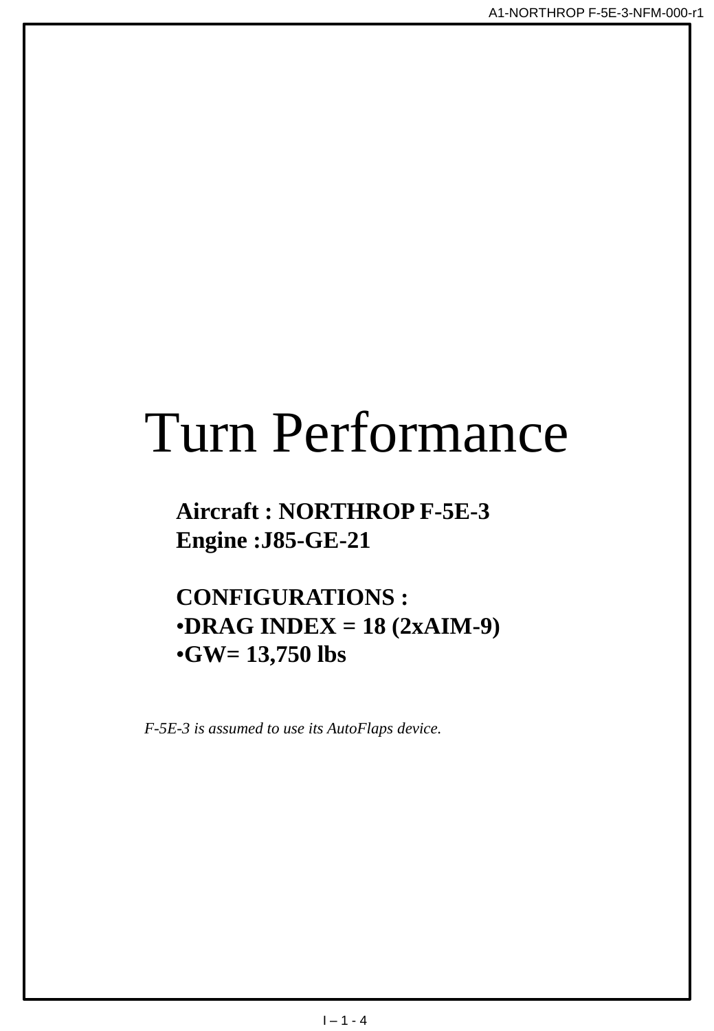# Turn Performance

**Aircraft : NORTHROP F-5E-3**
**Engine :J85-GE-21**

**CONFIGURATIONS :**

- **DRAG INDEX = 18 (2xAIM-9)**
- **GW= 13,750 lbs**

*F-5E-3 is assumed to use its AutoFlaps device.*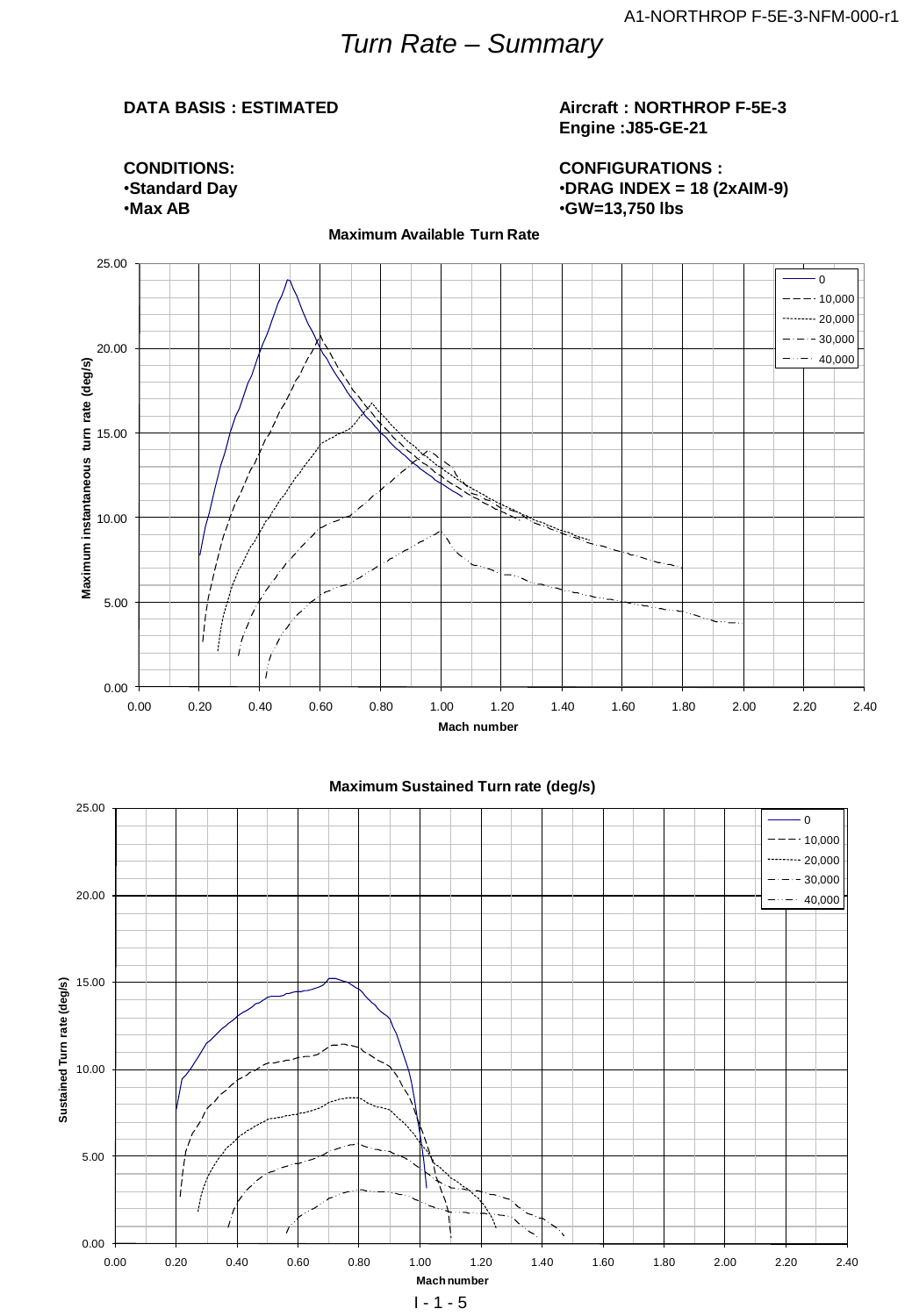# Turn Rate – Summary

**DATA BASIS : ESTIMATED**

**Aircraft : NORTHROP F-5E-3**
**Engine :J85-GE-21**

**CONDITIONS:**
- **Standard Day**
- **Max AB**

**CONFIGURATIONS :**
- **DRAG INDEX = 18 (2xAIM-9)**
- **GW=13,750 lbs**

**Maximum Available Turn Rate**

Maximum instantaneous turn rate (deg/s) vs. Mach number — curves for 0, 10,000, 20,000, 30,000, 40,000

**Maximum Sustained Turn rate (deg/s)**

Sustained Turn rate (deg/s) vs. Mach number — curves for 0, 10,000, 20,000, 30,000, 40,000

I - 1 - 5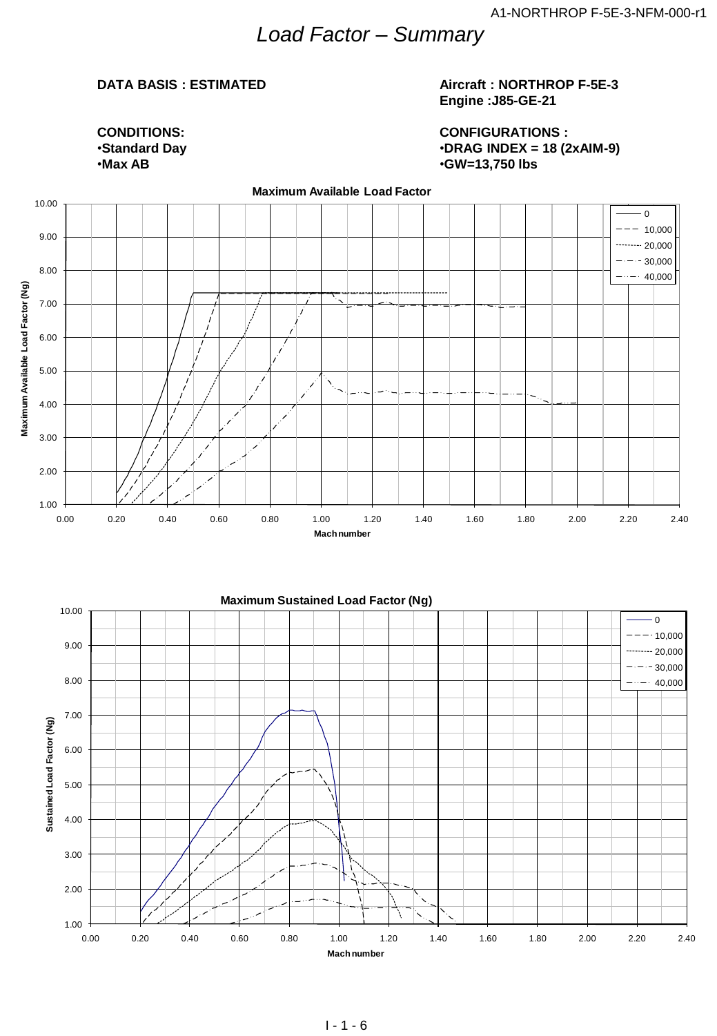# *Load Factor – Summary*

**DATA BASIS : ESTIMATED**

**Aircraft : NORTHROP F-5E-3**
**Engine :J85-GE-21**

**CONDITIONS:**
- **Standard Day**
- **Max AB**

**CONFIGURATIONS :**
- **DRAG INDEX = 18 (2xAIM-9)**
- **GW=13,750 lbs**

**Maximum Available Load Factor**

Y-axis: Maximum Available Load Factor (Ng) (1.00 – 10.00)
X-axis: Mach number (0.00 – 2.40)
Legend: 0; 10,000; 20,000; 30,000; 40,000

**Maximum Sustained Load Factor (Ng)**

Y-axis: Sustained Load Factor (Ng) (1.00 – 10.00)
X-axis: Mach number (0.00 – 2.40)
Legend: 0; 10,000; 20,000; 30,000; 40,000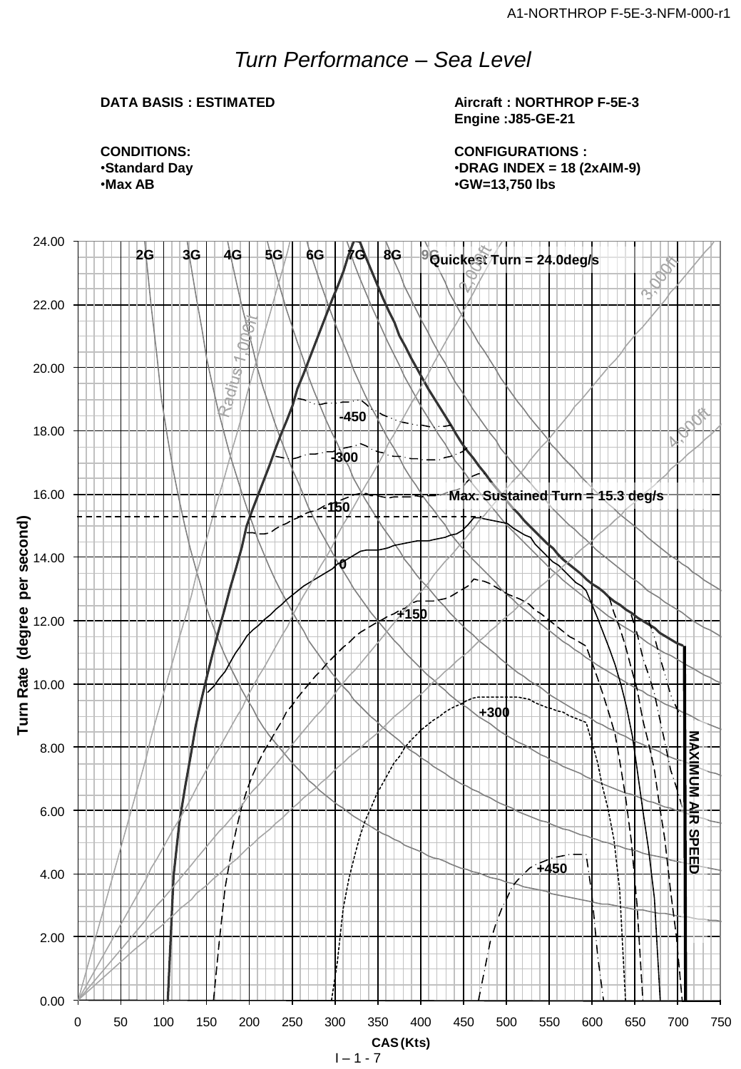# Turn Performance – Sea Level

**DATA BASIS : ESTIMATED**

**Aircraft : NORTHROP F-5E-3**
**Engine :J85-GE-21**

**CONDITIONS:**
- **Standard Day**
- **Max AB**

**CONFIGURATIONS :**
- **DRAG INDEX = 18 (2xAIM-9)**
- **GW=13,750 lbs**

2G 3G 4G 5G 6G 7G 8G 9G

Quickest Turn = 24.0deg/s

Max. Sustained Turn = 15.3 deg/s

Radius 1,000ft 2,000ft 3,000ft 4,000ft

-450 -300 -150 0 +150 +300 +450

MAXIMUM AIR SPEED

Turn Rate (degree per second)

CAS (Kts)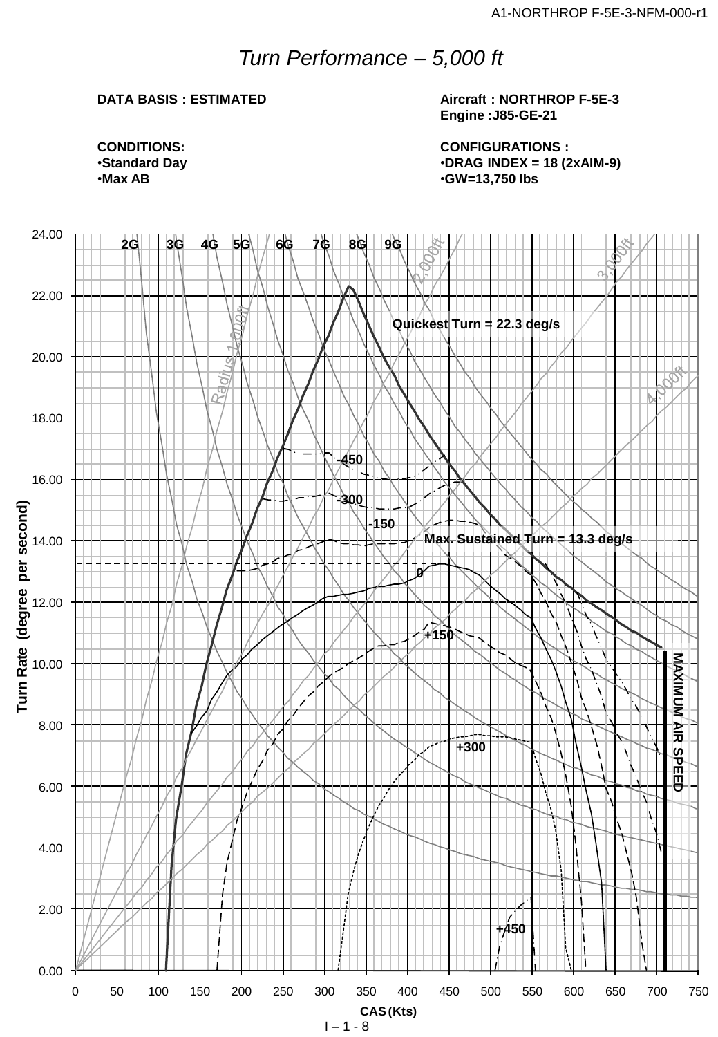# *Turn Performance – 5,000 ft*

**DATA BASIS : ESTIMATED**

**Aircraft : NORTHROP F-5E-3**
**Engine :J85-GE-21**

**CONDITIONS:**
- **Standard Day**
- **Max AB**

**CONFIGURATIONS :**
- **DRAG INDEX = 18 (2xAIM-9)**
- **GW=13,750 lbs**

Quickest Turn = 22.3 deg/s

Max. Sustained Turn = 13.3 deg/s

2G 3G 4G 5G 6G 7G 8G 9G

Radius 1,000ft 2,000ft 3,000ft 4,000ft

-450 -300 -150 0 +150 +300 +450

MAXIMUM AIR SPEED

Turn Rate (degree per second)

CAS (Kts)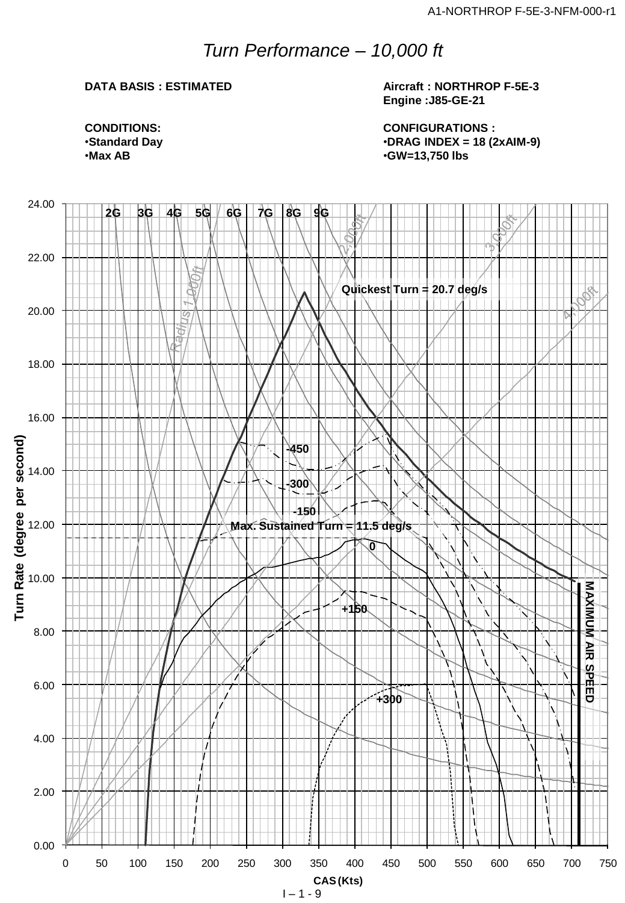# *Turn Performance – 10,000 ft*

**DATA BASIS : ESTIMATED**

**CONDITIONS:**
- **Standard Day**
- **Max AB**

**Aircraft : NORTHROP F-5E-3**
**Engine :J85-GE-21**

**CONFIGURATIONS :**
- **DRAG INDEX = 18 (2xAIM-9)**
- **GW=13,750 lbs**

Turn Rate (degree per second) vs. CAS (Kts)

Chart labels: 2G, 3G, 4G, 5G, 6G, 7G, 8G, 9G; Radius 1,000ft, 2,000ft, 3,000ft, 4,000ft; Quickest Turn = 20.7 deg/s; Max. Sustained Turn = 11.5 deg/s; -450, -300, -150, 0, +150, +300; MAXIMUM AIR SPEED

Y-axis: 0.00, 2.00, 4.00, 6.00, 8.00, 10.00, 12.00, 14.00, 16.00, 18.00, 20.00, 22.00, 24.00

X-axis: 0, 50, 100, 150, 200, 250, 300, 350, 400, 450, 500, 550, 600, 650, 700, 750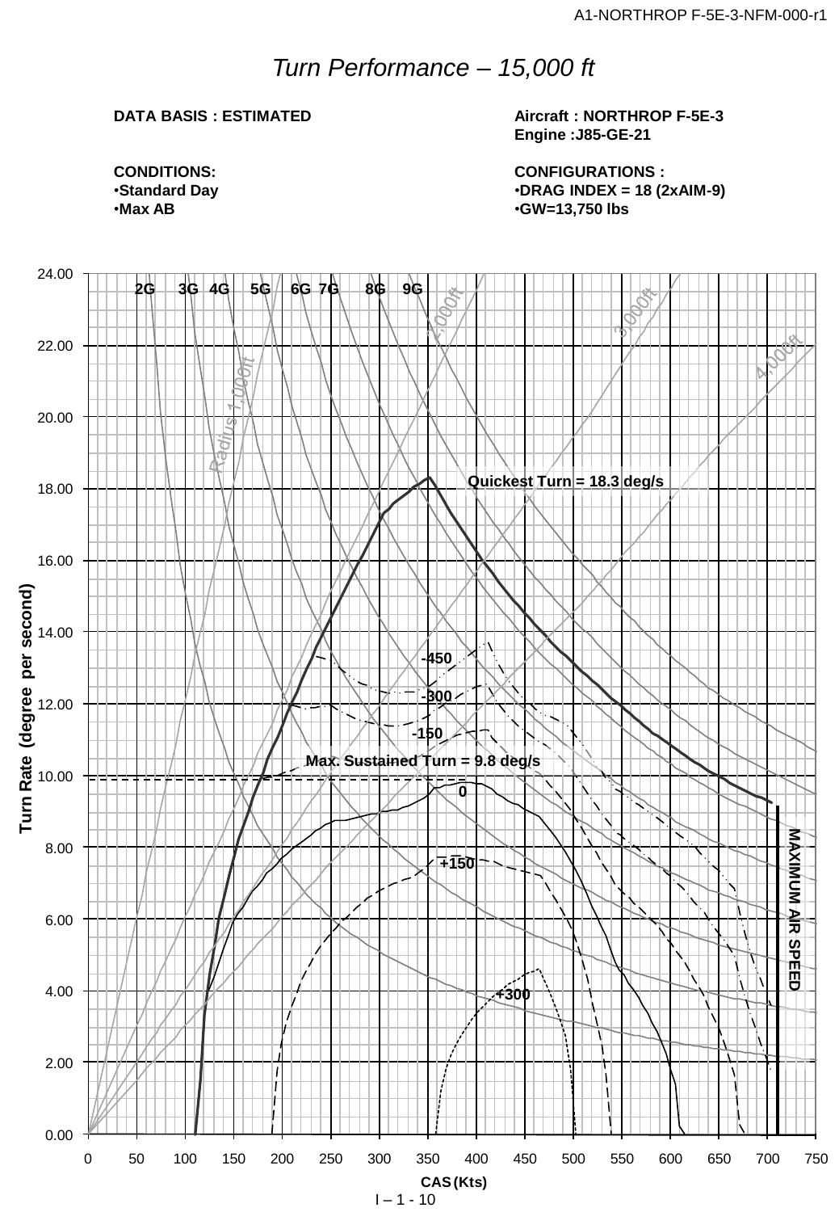# *Turn Performance – 15,000 ft*

**DATA BASIS : ESTIMATED**

**Aircraft : NORTHROP F-5E-3**
**Engine :J85-GE-21**

**CONDITIONS:**
- **Standard Day**
- **Max AB**

**CONFIGURATIONS :**
- **DRAG INDEX = 18 (2xAIM-9)**
- **GW=13,750 lbs**

2G 3G 4G 5G 6G 7G 8G 9G

Radius 1,000ft 2,000ft 3,000ft 4,000ft

Quickest Turn = 18.3 deg/s

-450

-300

-150

Max. Sustained Turn = 9.8 deg/s

0

+150

+300

MAXIMUM AIR SPEED

Turn Rate (degree per second)

24.00 22.00 20.00 18.00 16.00 14.00 12.00 10.00 8.00 6.00 4.00 2.00 0.00

0 50 100 150 200 250 300 350 400 450 500 550 600 650 700 750

CAS (Kts)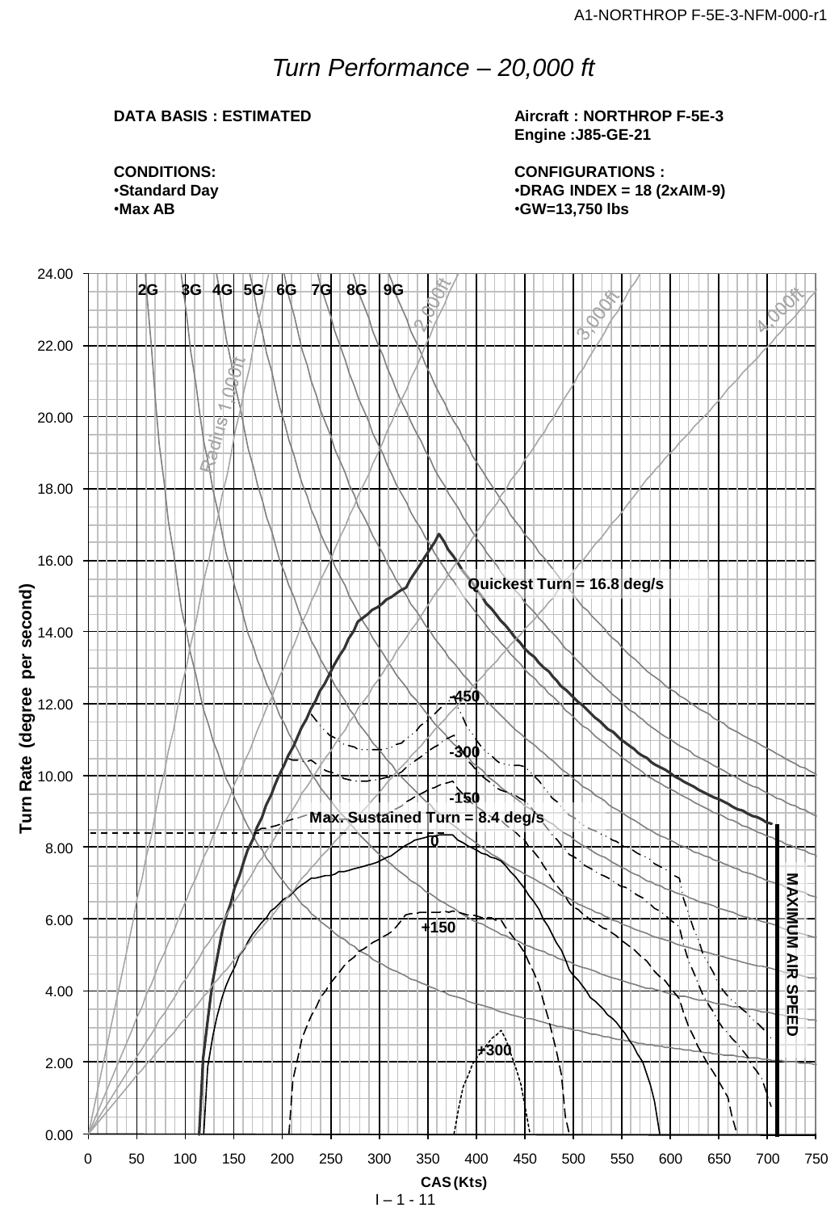# *Turn Performance – 20,000 ft*

**DATA BASIS : ESTIMATED**

**Aircraft : NORTHROP F-5E-3**
**Engine :J85-GE-21**

**CONDITIONS:**
- **Standard Day**
- **Max AB**

**CONFIGURATIONS :**
- **DRAG INDEX = 18 (2xAIM-9)**
- **GW=13,750 lbs**

2G 3G 4G 5G 6G 7G 8G 9G

Radius 1,000ft 2,000ft 3,000ft 4,000ft

Quickest Turn = 16.8 deg/s

Max. Sustained Turn = 8.4 deg/s

-450 -300 -150 0 +150 +300

MAXIMUM AIR SPEED

Turn Rate (degree per second)

CAS (Kts)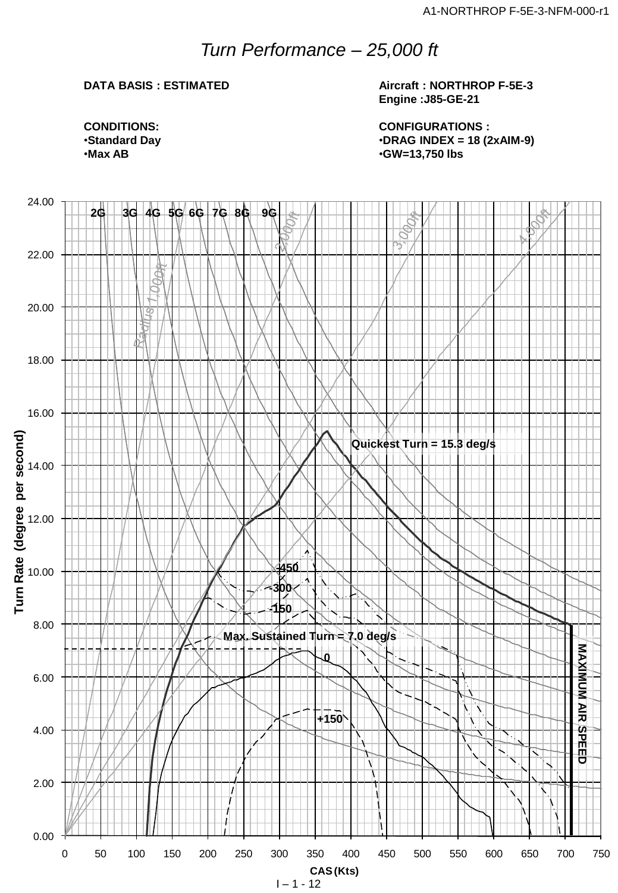# *Turn Performance – 25,000 ft*

**DATA BASIS : ESTIMATED**

**Aircraft : NORTHROP F-5E-3**
**Engine :J85-GE-21**

**CONDITIONS:**
- **Standard Day**
- **Max AB**

**CONFIGURATIONS :**
- **DRAG INDEX = 18 (2xAIM-9)**
- **GW=13,750 lbs**

2G 3G 4G 5G 6G 7G 8G 9G

Radius 1,000ft 2,000ft 3,000ft 4,000ft

Quickest Turn = 15.3 deg/s

Max. Sustained Turn = 7.0 deg/s

-450 -300 -150 0 +150

MAXIMUM AIR SPEED

Turn Rate (degree per second)

CAS (Kts)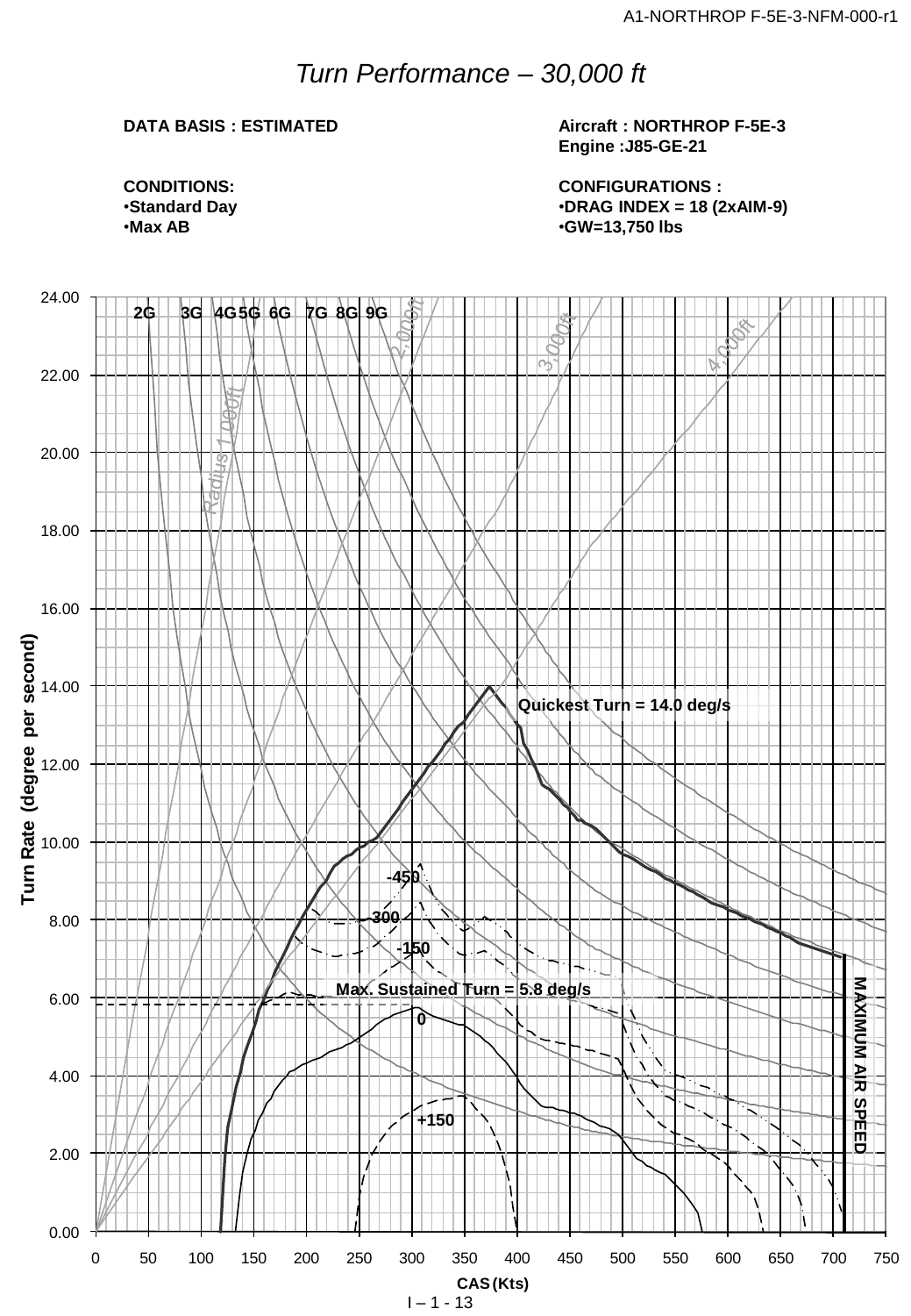# Turn Performance – 30,000 ft

**DATA BASIS : ESTIMATED**

**Aircraft : NORTHROP F-5E-3**
**Engine :J85-GE-21**

**CONDITIONS:**
- **Standard Day**
- **Max AB**

**CONFIGURATIONS :**
- **DRAG INDEX = 18 (2xAIM-9)**
- **GW=13,750 lbs**

Turn Rate (degree per second)

2G 3G 4G 5G 6G 7G 8G 9G

Radius 1,000ft 2,000ft 3,000ft 4,000ft

Quickest Turn = 14.0 deg/s

-450

-300

-150

Max. Sustained Turn = 5.8 deg/s

0

+150

MAXIMUM AIR SPEED

CAS (Kts)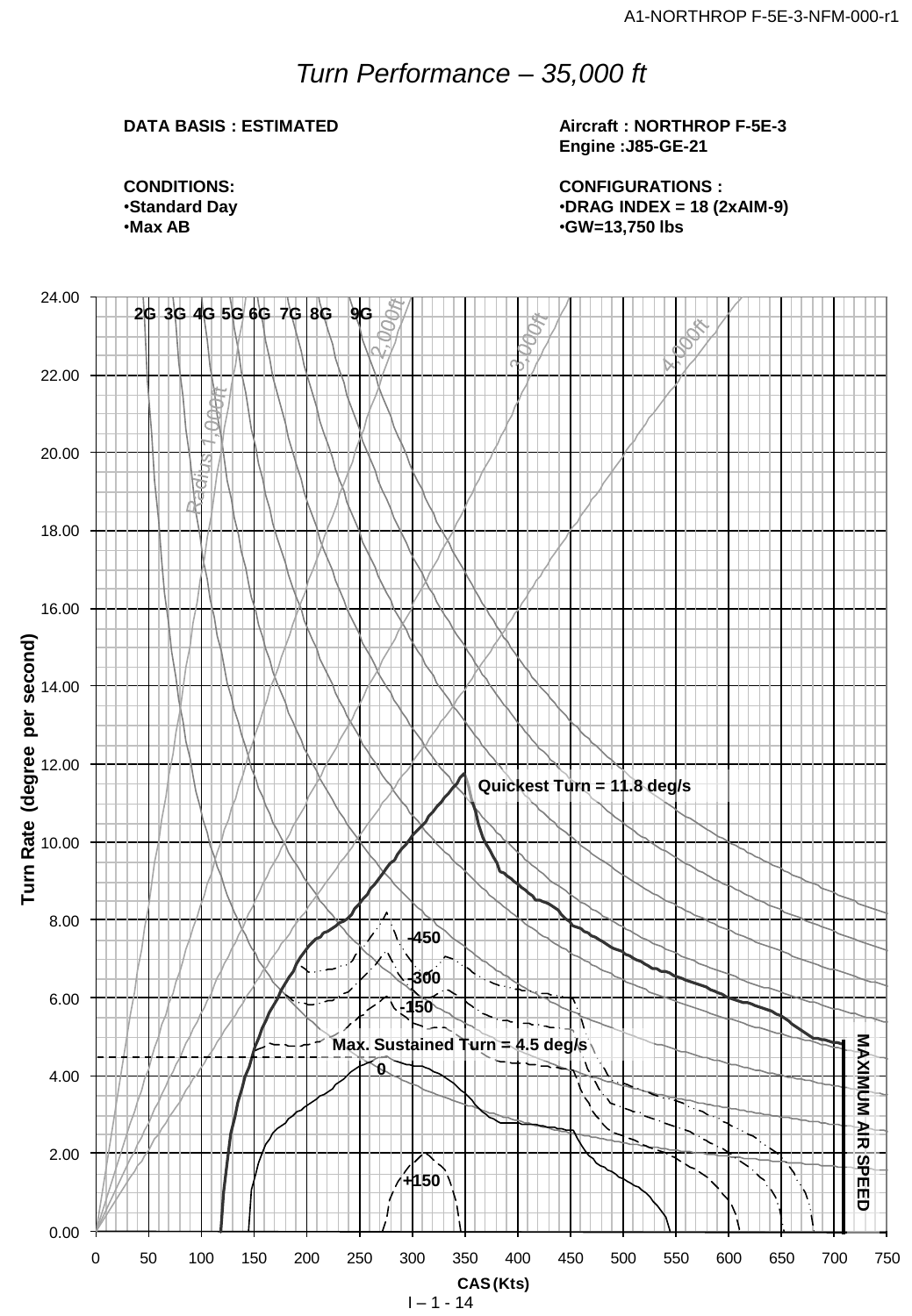# *Turn Performance – 35,000 ft*

**DATA BASIS : ESTIMATED**

**Aircraft : NORTHROP F-5E-3**
**Engine :J85-GE-21**

**CONDITIONS:**
- **Standard Day**
- **Max AB**

**CONFIGURATIONS :**
- **DRAG INDEX = 18 (2xAIM-9)**
- **GW=13,750 lbs**

Turn Rate (degree per second) vs. CAS (Kts)

2G 3G 4G 5G 6G 7G 8G 9G

Radius 1,000ft, 2,000ft, 3,000ft, 4,000ft

Quickest Turn = 11.8 deg/s

Max. Sustained Turn = 4.5 deg/s

-450, -300, -150, 0, +150

MAXIMUM AIR SPEED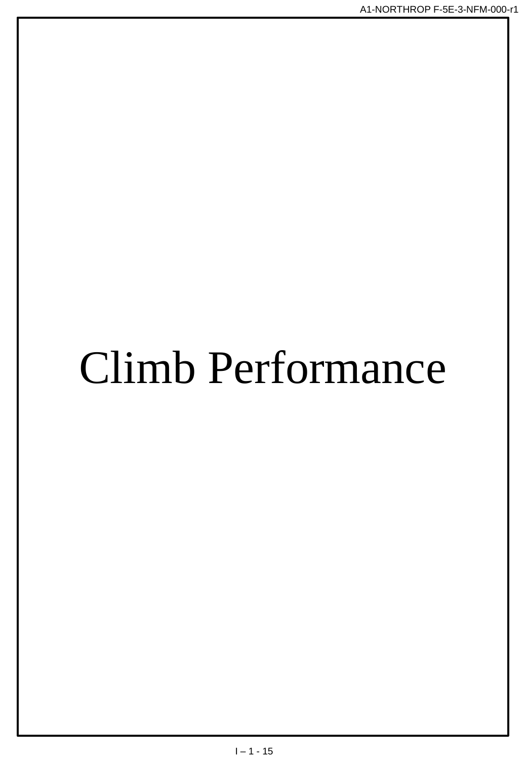# Climb Performance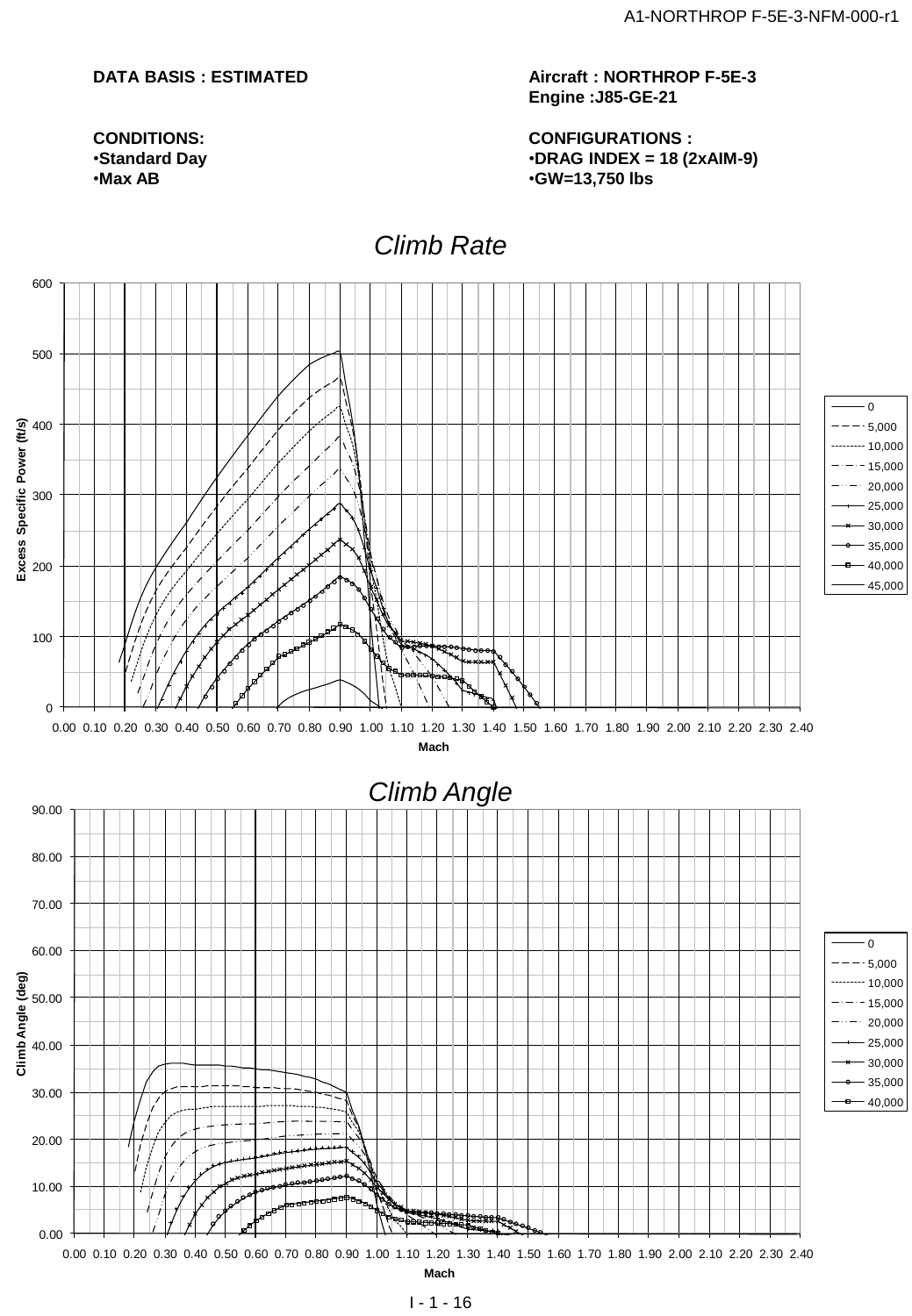**DATA BASIS : ESTIMATED**

**Aircraft : NORTHROP F-5E-3**
**Engine :J85-GE-21**

**CONDITIONS:**
- **Standard Day**
- **Max AB**

**CONFIGURATIONS :**
- **DRAG INDEX = 18 (2xAIM-9)**
- **GW=13,750 lbs**

## *Climb Rate*

Excess Specific Power (ft/s) vs. Mach

Legend: 0, 5,000, 10,000, 15,000, 20,000, 25,000, 30,000, 35,000, 40,000, 45,000

## *Climb Angle*

Climb Angle (deg) vs. Mach

Legend: 0, 5,000, 10,000, 15,000, 20,000, 25,000, 30,000, 35,000, 40,000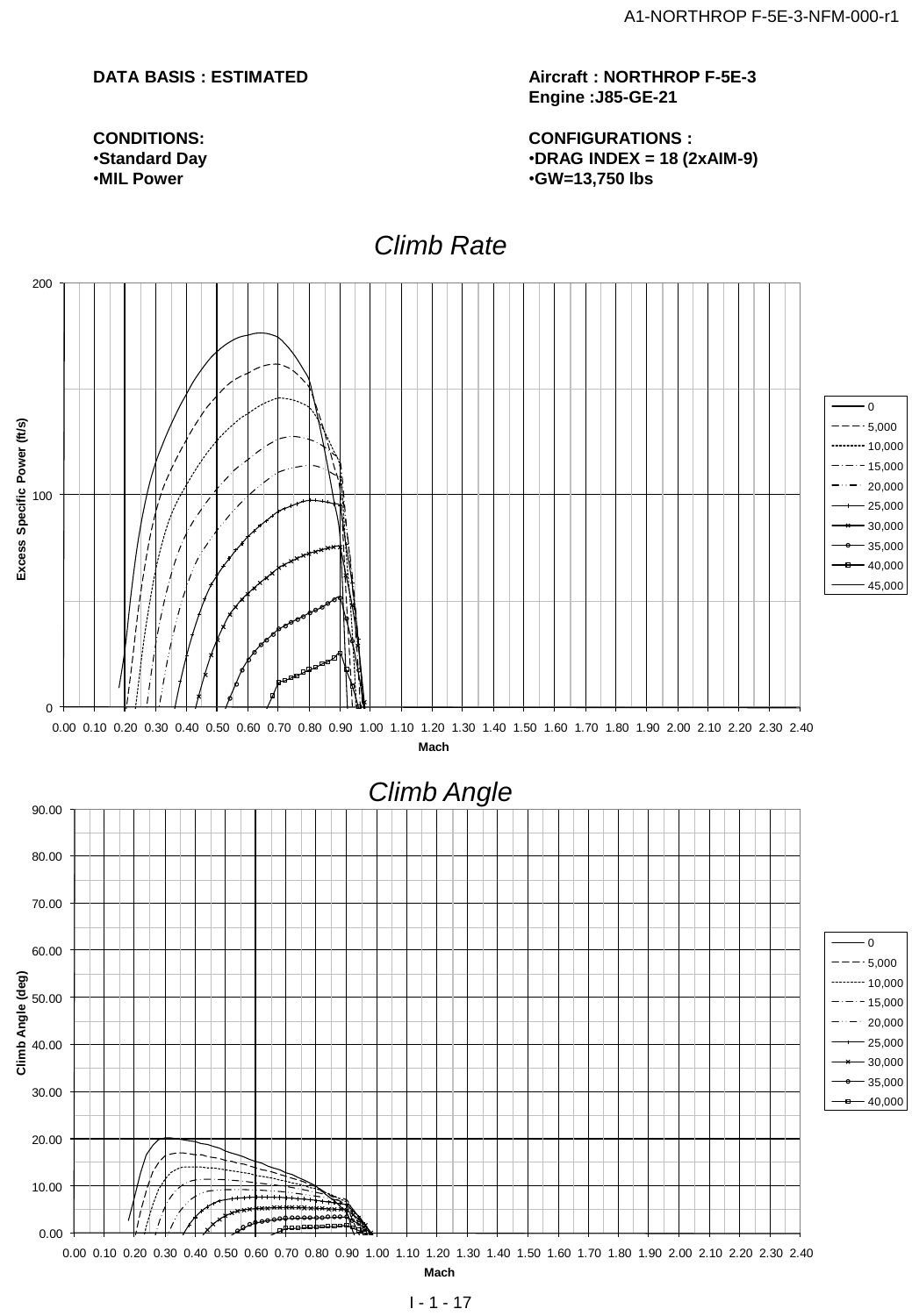**DATA BASIS : ESTIMATED**

**Aircraft : NORTHROP F-5E-3**
**Engine :J85-GE-21**

**CONDITIONS:**
- **Standard Day**
- **MIL Power**

**CONFIGURATIONS :**
- **DRAG INDEX = 18 (2xAIM-9)**
- **GW=13,750 lbs**

## *Climb Rate*

Excess Specific Power (ft/s)

Mach

Legend: 0, 5,000, 10,000, 15,000, 20,000, 25,000, 30,000, 35,000, 40,000, 45,000

## *Climb Angle*

Climb Angle (deg)

Mach

Legend: 0, 5,000, 10,000, 15,000, 20,000, 25,000, 30,000, 35,000, 40,000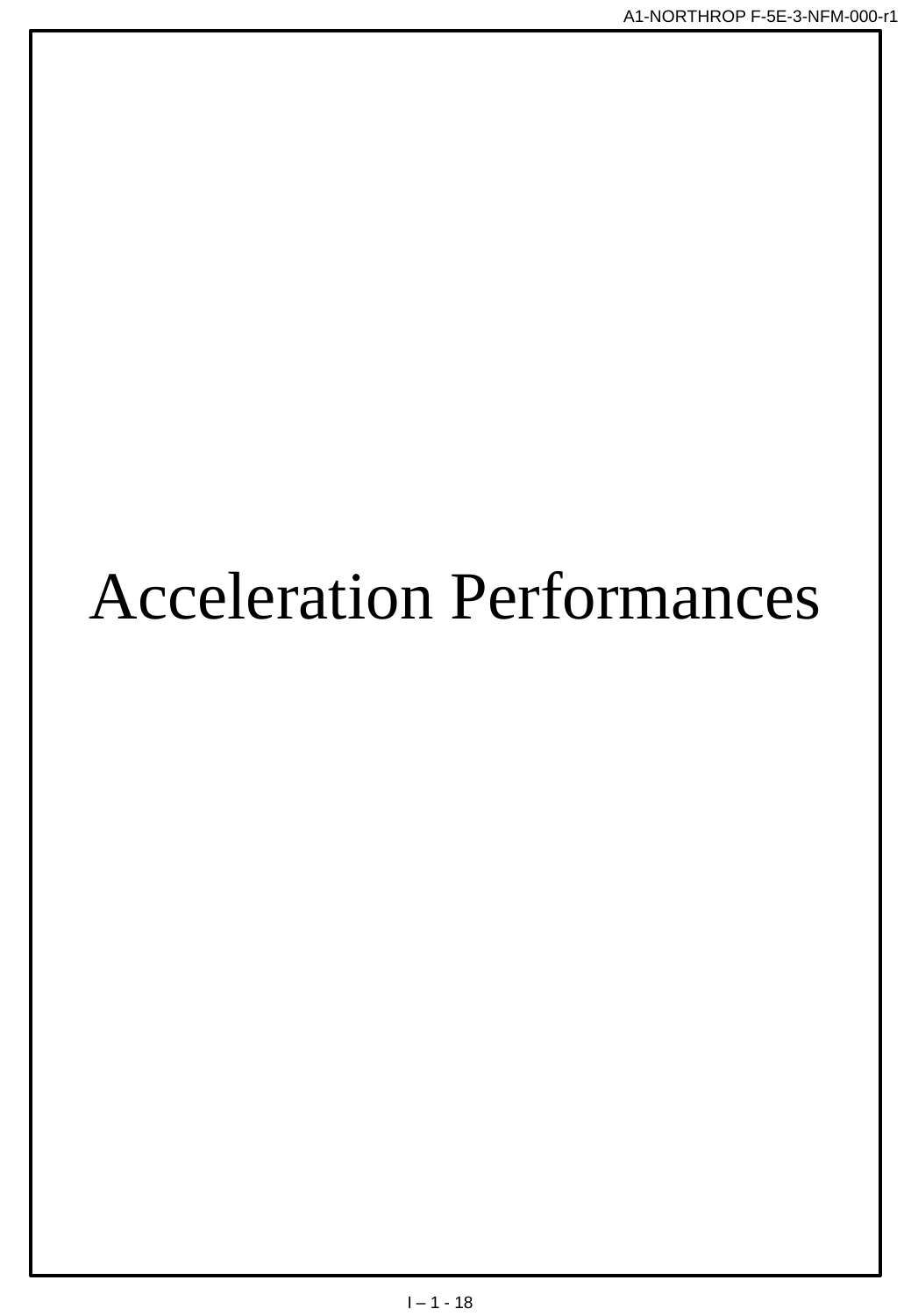# Acceleration Performances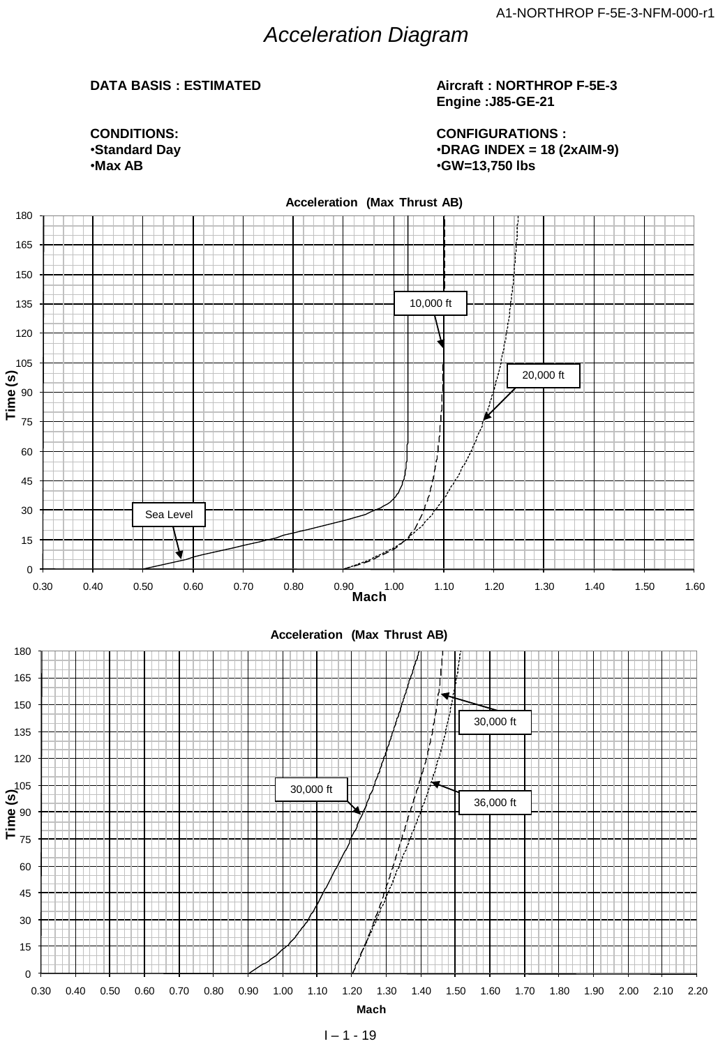# Acceleration Diagram

**DATA BASIS : ESTIMATED**

**Aircraft : NORTHROP F-5E-3**
**Engine :J85-GE-21**

**CONDITIONS:**
- **Standard Day**
- **Max AB**

**CONFIGURATIONS :**
- **DRAG INDEX = 18 (2xAIM-9)**
- **GW=13,750 lbs**

**Acceleration (Max Thrust AB)**

Time (s)

180
165
150
135
120
105
90
75
60
45
30
15
0

Mach

0.30 0.40 0.50 0.60 0.70 0.80 0.90 1.00 1.10 1.20 1.30 1.40 1.50 1.60

10,000 ft

20,000 ft

Sea Level

**Acceleration (Max Thrust AB)**

Time (s)

180
165
150
135
120
105
90
75
60
45
30
15
0

Mach

0.30 0.40 0.50 0.60 0.70 0.80 0.90 1.00 1.10 1.20 1.30 1.40 1.50 1.60 1.70 1.80 1.90 2.00 2.10 2.20

30,000 ft

30,000 ft

36,000 ft